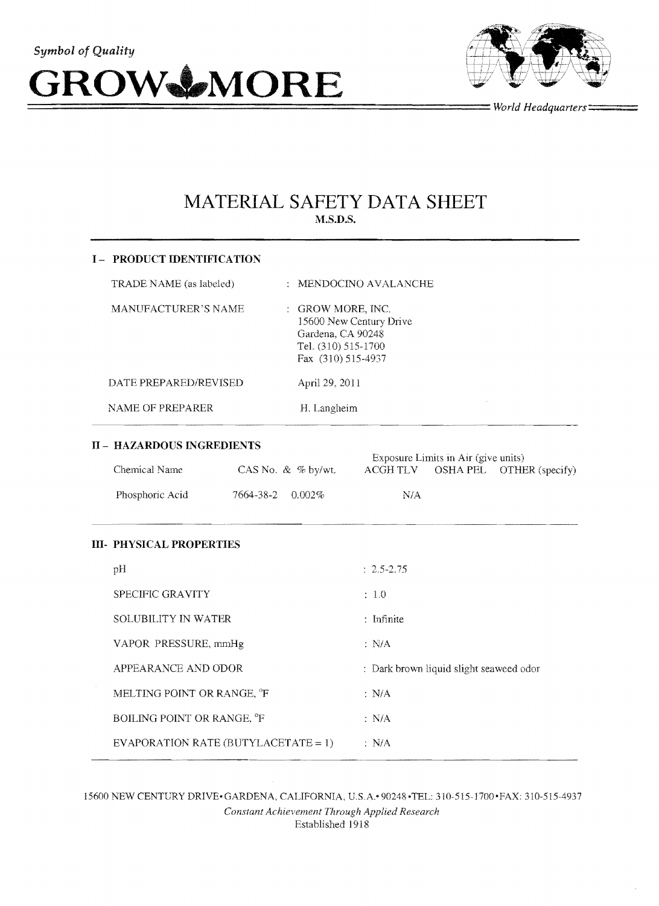*Symbol of Quality*

**GROW MORE**

*World Headquarters*

# MATERIAL SAFETY DATA SHEET

**M.S.D.S.**

## I – PRODUCT IDENTIFICATION

| | |
|---|---|
| TRADE NAME (as labeled) | : MENDOCINO AVALANCHE |
| MANUFACTURER'S NAME | : GROW MORE, INC.<br>15600 New Century Drive<br>Gardena, CA 90248<br>Tel. (310) 515-1700<br>Fax (310) 515-4937 |
| DATE PREPARED/REVISED | April 29, 2011 |
| NAME OF PREPARER | H. Langheim |

## II – HAZARDOUS INGREDIENTS

| Chemical Name | CAS No. & % by/wt. | Exposure Limits in Air (give units) ACGH TLV | OSHA PEL | OTHER (specify) |
|---|---|---|---|---|
| Phosphoric Acid | 7664-38-2 0.002% | N/A | | |

## III- PHYSICAL PROPERTIES

| | |
|---|---|
| pH | : 2.5-2.75 |
| SPECIFIC GRAVITY | : 1.0 |
| SOLUBILITY IN WATER | : Infinite |
| VAPOR PRESSURE, mmHg | : N/A |
| APPEARANCE AND ODOR | : Dark brown liquid slight seaweed odor |
| MELTING POINT OR RANGE, °F | : N/A |
| BOILING POINT OR RANGE, °F | : N/A |
| EVAPORATION RATE (BUTYLACETATE = 1) | : N/A |

15600 NEW CENTURY DRIVE• GARDENA, CALIFORNIA, U.S.A.• 90248 •TEL: 310-515-1700•FAX: 310-515-4937

*Constant Achievement Through Applied Research*

Established 1918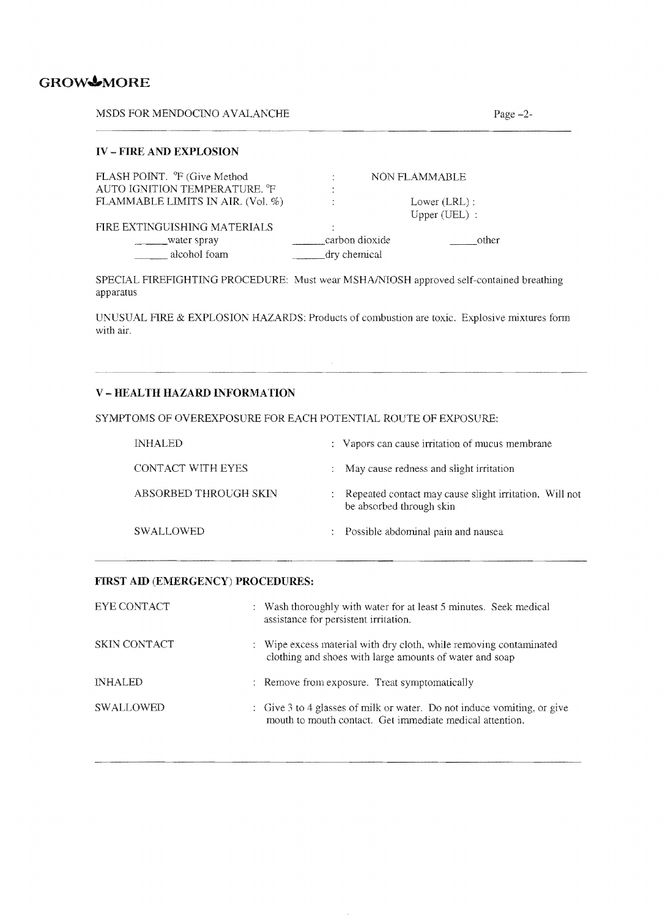**GROW MORE**

MSDS FOR MENDOCINO AVALANCHE

## IV – FIRE AND EXPLOSION

| | | |
|---|---|---|
| FLASH POINT. °F (Give Method | : | NON FLAMMABLE |
| AUTO IGNITION TEMPERATURE. °F | : | |
| FLAMMABLE LIMITS IN AIR. (Vol. %) | : | Lower (LRL) : |
| | | Upper (UEL) : |
| FIRE EXTINGUISHING MATERIALS | : | |

| | | |
|---|---|---|
| ______water spray | ______carbon dioxide | _____other |
| ______ alcohol foam | ______dry chemical | |

SPECIAL FIREFIGHTING PROCEDURE: Must wear MSHA/NIOSH approved self-contained breathing apparatus

UNUSUAL FIRE & EXPLOSION HAZARDS: Products of combustion are toxic. Explosive mixtures form with air.

## V – HEALTH HAZARD INFORMATION

SYMPTOMS OF OVEREXPOSURE FOR EACH POTENTIAL ROUTE OF EXPOSURE:

| | |
|---|---|
| INHALED | : Vapors can cause irritation of mucus membrane |
| CONTACT WITH EYES | : May cause redness and slight irritation |
| ABSORBED THROUGH SKIN | : Repeated contact may cause slight irritation. Will not be absorbed through skin |
| SWALLOWED | : Possible abdominal pain and nausea |

## FIRST AID (EMERGENCY) PROCEDURES:

| | |
|---|---|
| EYE CONTACT | : Wash thoroughly with water for at least 5 minutes. Seek medical assistance for persistent irritation. |
| SKIN CONTACT | : Wipe excess material with dry cloth, while removing contaminated clothing and shoes with large amounts of water and soap |
| INHALED | : Remove from exposure. Treat symptomatically |
| SWALLOWED | : Give 3 to 4 glasses of milk or water. Do not induce vomiting, or give mouth to mouth contact. Get immediate medical attention. |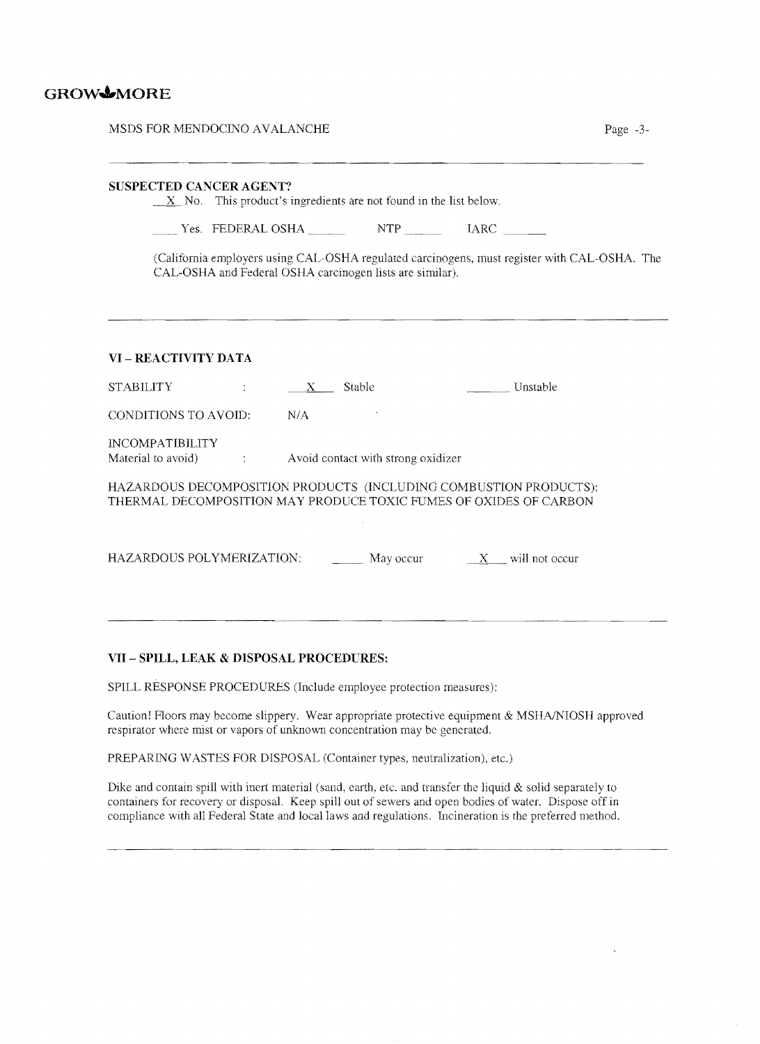**SUSPECTED CANCER AGENT?**

\_X\_ No. This product's ingredients are not found in the list below.

\_\_\_\_ Yes. FEDERAL OSHA \_\_\_\_\_\_ NTP \_\_\_\_\_\_ IARC \_\_\_\_\_\_

(California employers using CAL-OSHA regulated carcinogens, must register with CAL-OSHA. The CAL-OSHA and Federal OSHA carcinogen lists are similar).

---

## VI – REACTIVITY DATA

STABILITY : \_\_X\_\_ Stable \_\_\_\_\_\_ Unstable

CONDITIONS TO AVOID: N/A

INCOMPATIBILITY
Material to avoid) : Avoid contact with strong oxidizer

HAZARDOUS DECOMPOSITION PRODUCTS (INCLUDING COMBUSTION PRODUCTS):
THERMAL DECOMPOSITION MAY PRODUCE TOXIC FUMES OF OXIDES OF CARBON

HAZARDOUS POLYMERIZATION: \_\_\_\_\_ May occur \_\_X\_\_ will not occur

---

## VII – SPILL, LEAK & DISPOSAL PROCEDURES:

SPILL RESPONSE PROCEDURES (Include employee protection measures):

Caution! Floors may become slippery. Wear appropriate protective equipment & MSHA/NIOSH approved respirator where mist or vapors of unknown concentration may be generated.

PREPARING WASTES FOR DISPOSAL (Container types, neutralization), etc.)

Dike and contain spill with inert material (sand, earth, etc. and transfer the liquid & solid separately to containers for recovery or disposal. Keep spill out of sewers and open bodies of water. Dispose off in compliance with all Federal State and local laws and regulations. Incineration is the preferred method.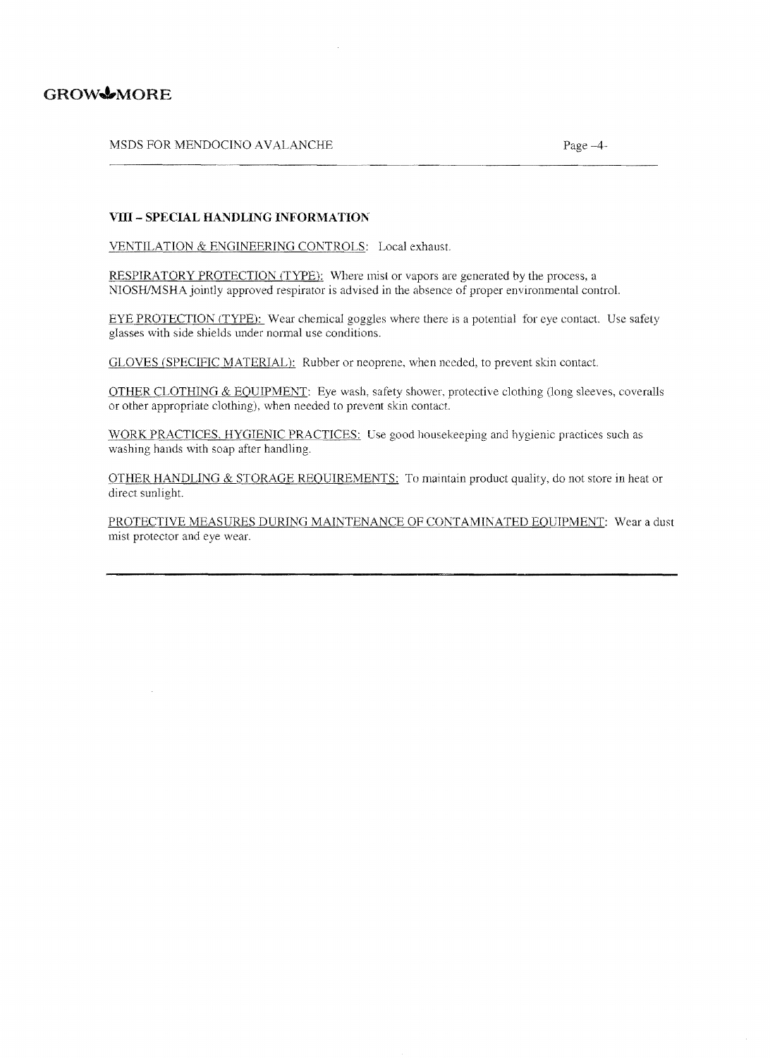## VIII – SPECIAL HANDLING INFORMATION

VENTILATION & ENGINEERING CONTROLS: Local exhaust.

RESPIRATORY PROTECTION (TYPE): Where mist or vapors are generated by the process, a NIOSH/MSHA jointly approved respirator is advised in the absence of proper environmental control.

EYE PROTECTION (TYPE): Wear chemical goggles where there is a potential for eye contact. Use safety glasses with side shields under normal use conditions.

GLOVES (SPECIFIC MATERIAL): Rubber or neoprene, when needed, to prevent skin contact.

OTHER CLOTHING & EQUIPMENT: Eye wash, safety shower, protective clothing (long sleeves, coveralls or other appropriate clothing), when needed to prevent skin contact.

WORK PRACTICES, HYGIENIC PRACTICES: Use good housekeeping and hygienic practices such as washing hands with soap after handling.

OTHER HANDLING & STORAGE REQUIREMENTS: To maintain product quality, do not store in heat or direct sunlight.

PROTECTIVE MEASURES DURING MAINTENANCE OF CONTAMINATED EQUIPMENT: Wear a dust mist protector and eye wear.